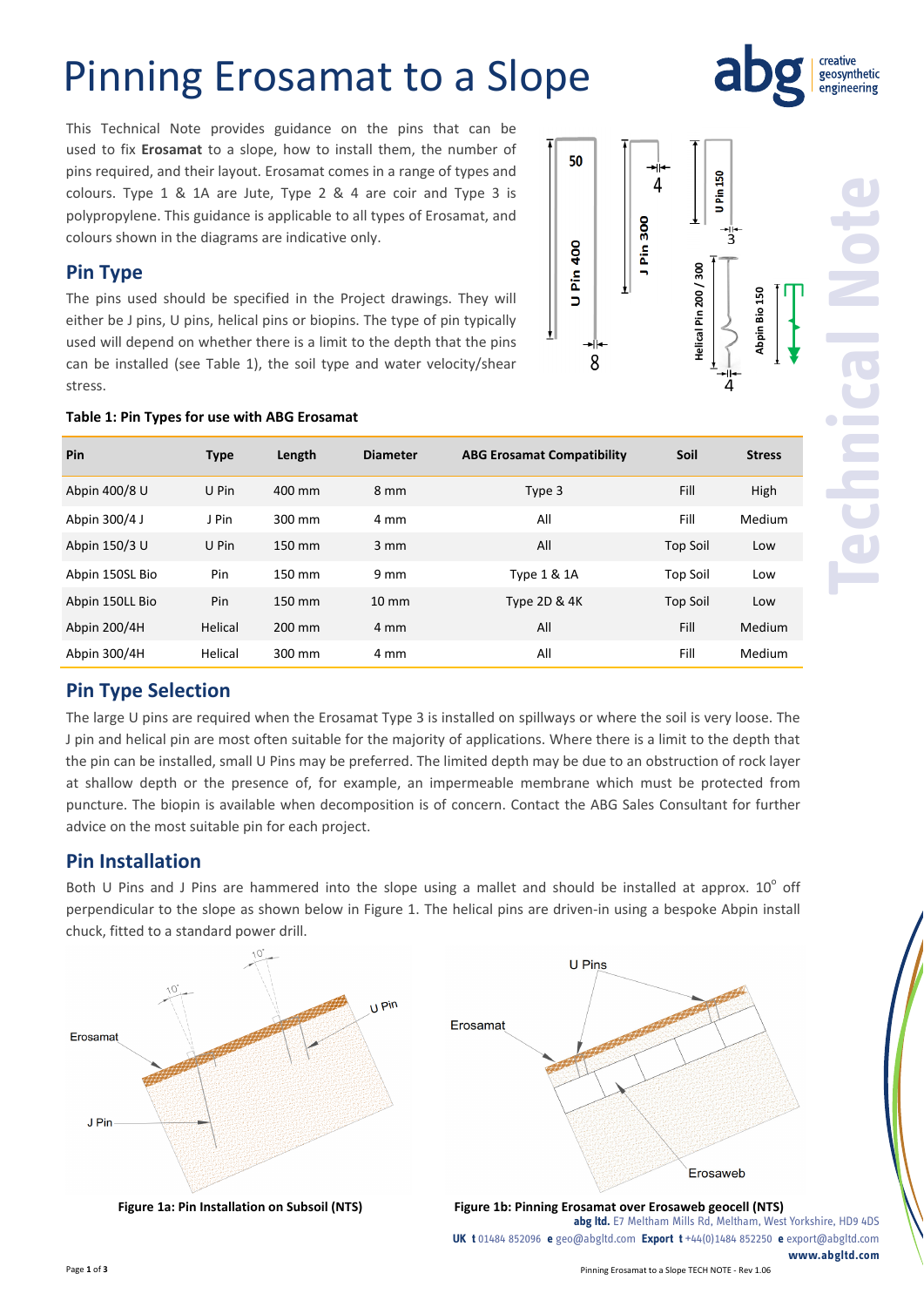# Pinning Erosamat to a Slope

This Technical Note provides guidance on the pins that can be used to fix **Erosamat** to a slope, how to install them, the number of pins required, and their layout. Erosamat comes in a range of types and colours. Type 1 & 1A are Jute, Type 2 & 4 are coir and Type 3 is polypropylene. This guidance is applicable to all types of Erosamat, and colours shown in the diagrams are indicative only.

## Pin Type

The pins used should be specified in the Project drawings. They will either be J pins, U pins, helical pins or biopins. The type of pin typically used will depend on whether there is a limit to the depth that the pins can be installed (see Table 1), the soil type and water velocity/shear stress.

**Table 1: Pin Types for use with ABG Erosamat**

| Pin | Type | Length | Diameter | ABG Erosamat Compatibility | Soil | Stress |
|---|---|---|---|---|---|---|
| Abpin 400/8 U | U Pin | 400 mm | 8 mm | Type 3 | Fill | High |
| Abpin 300/4 J | J Pin | 300 mm | 4 mm | All | Fill | Medium |
| Abpin 150/3 U | U Pin | 150 mm | 3 mm | All | Top Soil | Low |
| Abpin 150SL Bio | Pin | 150 mm | 9 mm | Type 1 & 1A | Top Soil | Low |
| Abpin 150LL Bio | Pin | 150 mm | 10 mm | Type 2D & 4K | Top Soil | Low |
| Abpin 200/4H | Helical | 200 mm | 4 mm | All | Fill | Medium |
| Abpin 300/4H | Helical | 300 mm | 4 mm | All | Fill | Medium |

## Pin Type Selection

The large U pins are required when the Erosamat Type 3 is installed on spillways or where the soil is very loose. The J pin and helical pin are most often suitable for the majority of applications. Where there is a limit to the depth that the pin can be installed, small U Pins may be preferred. The limited depth may be due to an obstruction of rock layer at shallow depth or the presence of, for example, an impermeable membrane which must be protected from puncture. The biopin is available when decomposition is of concern. Contact the ABG Sales Consultant for further advice on the most suitable pin for each project.

## Pin Installation

Both U Pins and J Pins are hammered into the slope using a mallet and should be installed at approx. $10^{o}$ off perpendicular to the slope as shown below in Figure 1. The helical pins are driven-in using a bespoke Abpin install chuck, fitted to a standard power drill.

**Figure 1a: Pin Installation on Subsoil (NTS)**

**Figure 1b: Pinning Erosamat over Erosaweb geocell (NTS)**

**abg ltd.** E7 Meltham Mills Rd, Meltham, West Yorkshire, HD9 4DS
**UK t** 01484 852096 **e** geo@abgltd.com **Export t** +44(0)1484 852250 **e** export@abgltd.com
**www.abgltd.com**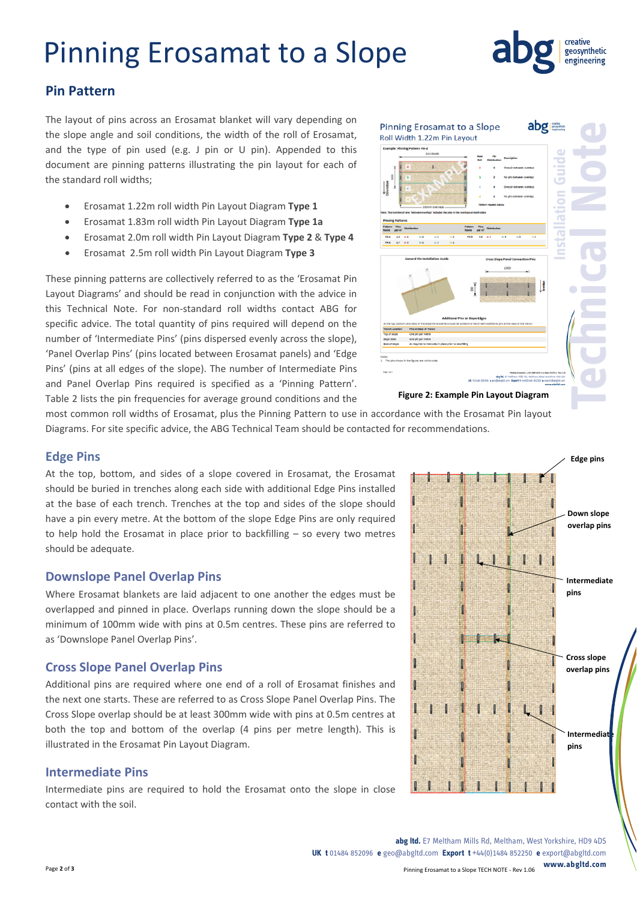# Pinning Erosamat to a Slope

## Pin Pattern

The layout of pins across an Erosamat blanket will vary depending on the slope angle and soil conditions, the width of the roll of Erosamat, and the type of pin used (e.g. J pin or U pin). Appended to this document are pinning patterns illustrating the pin layout for each of the standard roll widths;

- Erosamat 1.22m roll width Pin Layout Diagram **Type 1**
- Erosamat 1.83m roll width Pin Layout Diagram **Type 1a**
- Erosamat 2.0m roll width Pin Layout Diagram **Type 2** & **Type 4**
- Erosamat 2.5m roll width Pin Layout Diagram **Type 3**

These pinning patterns are collectively referred to as the 'Erosamat Pin Layout Diagrams' and should be read in conjunction with the advice in this Technical Note. For non-standard roll widths contact ABG for specific advice. The total quantity of pins required will depend on the number of 'Intermediate Pins' (pins dispersed evenly across the slope), 'Panel Overlap Pins' (pins located between Erosamat panels) and 'Edge Pins' (pins at all edges of the slope). The number of Intermediate Pins and Panel Overlap Pins required is specified as a 'Pinning Pattern'. Table 2 lists the pin frequencies for average ground conditions and the most common roll widths of Erosamat, plus the Pinning Pattern to use in accordance with the Erosamat Pin layout Diagrams. For site specific advice, the ABG Technical Team should be contacted for recommendations.

**Figure 2: Example Pin Layout Diagram**

## Edge Pins

At the top, bottom, and sides of a slope covered in Erosamat, the Erosamat should be buried in trenches along each side with additional Edge Pins installed at the base of each trench. Trenches at the top and sides of the slope should have a pin every metre. At the bottom of the slope Edge Pins are only required to help hold the Erosamat in place prior to backfilling – so every two metres should be adequate.

## Downslope Panel Overlap Pins

Where Erosamat blankets are laid adjacent to one another the edges must be overlapped and pinned in place. Overlaps running down the slope should be a minimum of 100mm wide with pins at 0.5m centres. These pins are referred to as 'Downslope Panel Overlap Pins'.

## Cross Slope Panel Overlap Pins

Additional pins are required where one end of a roll of Erosamat finishes and the next one starts. These are referred to as Cross Slope Panel Overlap Pins. The Cross Slope overlap should be at least 300mm wide with pins at 0.5m centres at both the top and bottom of the overlap (4 pins per metre length). This is illustrated in the Erosamat Pin Layout Diagram.

## Intermediate Pins

Intermediate pins are required to hold the Erosamat onto the slope in close contact with the soil.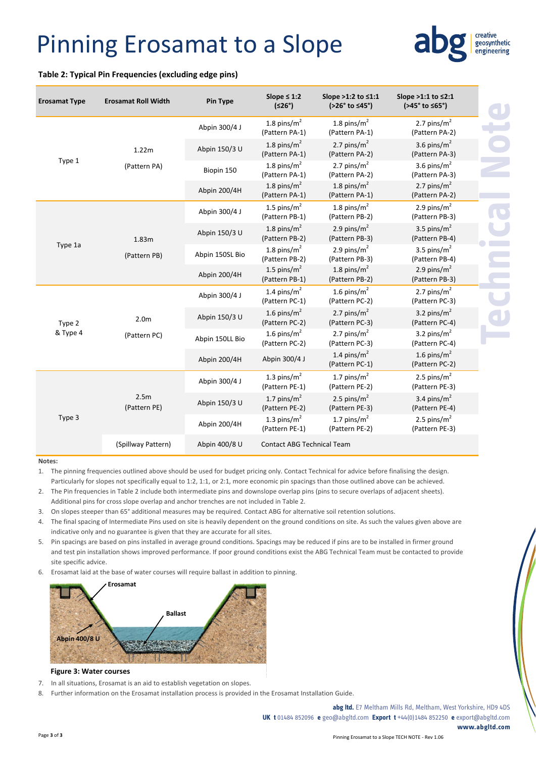# Pinning Erosamat to a Slope

**Table 2: Typical Pin Frequencies (excluding edge pins)**

| Erosamat Type | Erosamat Roll Width | Pin Type | Slope ≤ 1:2 (≤26°) | Slope >1:2 to ≤1:1 (>26° to ≤45°) | Slope >1:1 to ≤2:1 (>45° to ≤65°) |
|---|---|---|---|---|---|
| Type 1 | 1.22m (Pattern PA) | Abpin 300/4 J | 1.8 pins/m² (Pattern PA-1) | 1.8 pins/m² (Pattern PA-1) | 2.7 pins/m² (Pattern PA-2) |
| | | Abpin 150/3 U | 1.8 pins/m² (Pattern PA-1) | 2.7 pins/m² (Pattern PA-2) | 3.6 pins/m² (Pattern PA-3) |
| | | Biopin 150 | 1.8 pins/m² (Pattern PA-1) | 2.7 pins/m² (Pattern PA-2) | 3.6 pins/m² (Pattern PA-3) |
| | | Abpin 200/4H | 1.8 pins/m² (Pattern PA-1) | 1.8 pins/m² (Pattern PA-1) | 2.7 pins/m² (Pattern PA-2) |
| Type 1a | 1.83m (Pattern PB) | Abpin 300/4 J | 1.5 pins/m² (Pattern PB-1) | 1.8 pins/m² (Pattern PB-2) | 2.9 pins/m² (Pattern PB-3) |
| | | Abpin 150/3 U | 1.8 pins/m² (Pattern PB-2) | 2.9 pins/m² (Pattern PB-3) | 3.5 pins/m² (Pattern PB-4) |
| | | Abpin 150SL Bio | 1.8 pins/m² (Pattern PB-2) | 2.9 pins/m² (Pattern PB-3) | 3.5 pins/m² (Pattern PB-4) |
| | | Abpin 200/4H | 1.5 pins/m² (Pattern PB-1) | 1.8 pins/m² (Pattern PB-2) | 2.9 pins/m² (Pattern PB-3) |
| Type 2 & Type 4 | 2.0m (Pattern PC) | Abpin 300/4 J | 1.4 pins/m² (Pattern PC-1) | 1.6 pins/m² (Pattern PC-2) | 2.7 pins/m² (Pattern PC-3) |
| | | Abpin 150/3 U | 1.6 pins/m² (Pattern PC-2) | 2.7 pins/m² (Pattern PC-3) | 3.2 pins/m² (Pattern PC-4) |
| | | Abpin 150LL Bio | 1.6 pins/m² (Pattern PC-2) | 2.7 pins/m² (Pattern PC-3) | 3.2 pins/m² (Pattern PC-4) |
| | | Abpin 200/4H | Abpin 300/4 J | 1.4 pins/m² (Pattern PC-1) | 1.6 pins/m² (Pattern PC-2) |
| Type 3 | 2.5m (Pattern PE) | Abpin 300/4 J | 1.3 pins/m² (Pattern PE-1) | 1.7 pins/m² (Pattern PE-2) | 2.5 pins/m² (Pattern PE-3) |
| | | Abpin 150/3 U | 1.7 pins/m² (Pattern PE-2) | 2.5 pins/m² (Pattern PE-3) | 3.4 pins/m² (Pattern PE-4) |
| | | Abpin 200/4H | 1.3 pins/m² (Pattern PE-1) | 1.7 pins/m² (Pattern PE-2) | 2.5 pins/m² (Pattern PE-3) |
| | (Spillway Pattern) | Abpin 400/8 U | Contact ABG Technical Team | | |

**Notes:**

1. The pinning frequencies outlined above should be used for budget pricing only. Contact Technical for advice before finalising the design. Particularly for slopes not specifically equal to 1:2, 1:1, or 2:1, more economic pin spacings than those outlined above can be achieved.
2. The Pin frequencies in Table 2 include both intermediate pins and downslope overlap pins (pins to secure overlaps of adjacent sheets). Additional pins for cross slope overlap and anchor trenches are not included in Table 2.
3. On slopes steeper than 65° additional measures may be required. Contact ABG for alternative soil retention solutions.
4. The final spacing of Intermediate Pins used on site is heavily dependent on the ground conditions on site. As such the values given above are indicative only and no guarantee is given that they are accurate for all sites.
5. Pin spacings are based on pins installed in average ground conditions. Spacings may be reduced if pins are to be installed in firmer ground and test pin installation shows improved performance. If poor ground conditions exist the ABG Technical Team must be contacted to provide site specific advice.
6. Erosamat laid at the base of water courses will require ballast in addition to pinning.

Erosamat

Ballast

Abpin 400/8 U

**Figure 3: Water courses**

7. In all situations, Erosamat is an aid to establish vegetation on slopes.
8. Further information on the Erosamat installation process is provided in the Erosamat Installation Guide.

**abg ltd.** E7 Meltham Mills Rd, Meltham, West Yorkshire, HD9 4DS
**UK t** 01484 852096 **e** geo@abgltd.com **Export t** +44(0)1484 852250 **e** export@abgltd.com
**www.abgltd.com**